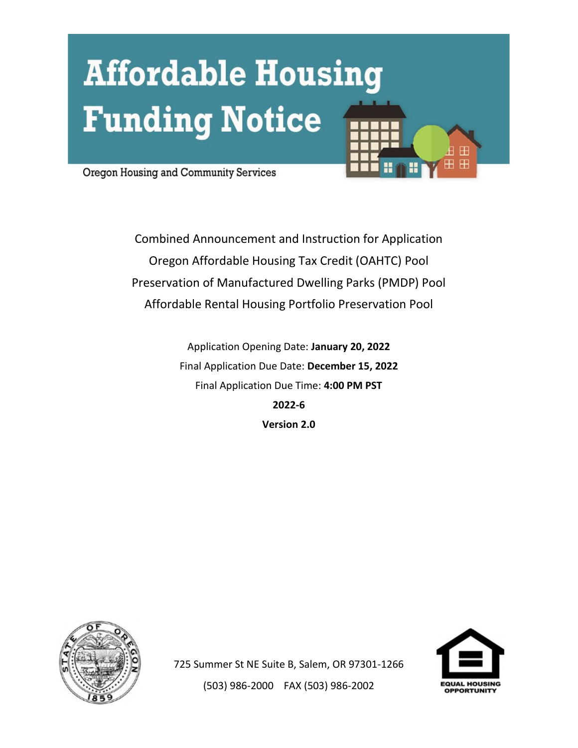# Affordable Housing Funding Notice

Oregon Housing and Community Services

Combined Announcement and Instruction for Application

Oregon Affordable Housing Tax Credit (OAHTC) Pool

Preservation of Manufactured Dwelling Parks (PMDP) Pool

Affordable Rental Housing Portfolio Preservation Pool

Application Opening Date: **January 20, 2022**

Final Application Due Date: **December 15, 2022**

Final Application Due Time: **4:00 PM PST**

**2022-6**

**Version 2.0**

725 Summer St NE Suite B, Salem, OR 97301-1266

(503) 986-2000 FAX (503) 986-2002

EQUAL HOUSING OPPORTUNITY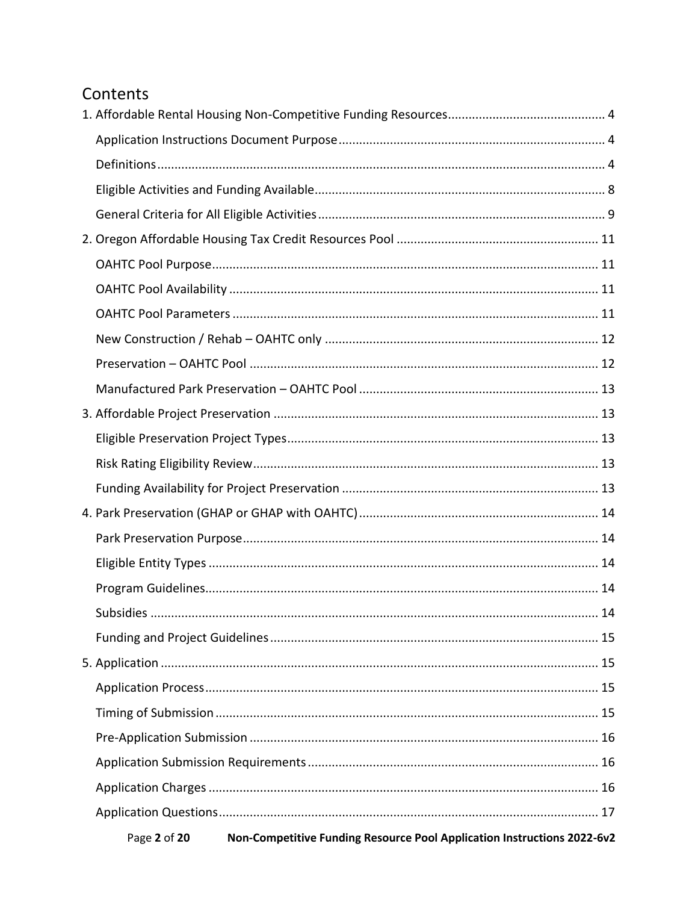# Contents

1. Affordable Rental Housing Non-Competitive Funding Resources .......... 4
    - Application Instructions Document Purpose .......... 4
    - Definitions .......... 4
    - Eligible Activities and Funding Available .......... 8
    - General Criteria for All Eligible Activities .......... 9
2. Oregon Affordable Housing Tax Credit Resources Pool .......... 11
    - OAHTC Pool Purpose .......... 11
    - OAHTC Pool Availability .......... 11
    - OAHTC Pool Parameters .......... 11
    - New Construction / Rehab – OAHTC only .......... 12
    - Preservation – OAHTC Pool .......... 12
    - Manufactured Park Preservation – OAHTC Pool .......... 13
3. Affordable Project Preservation .......... 13
    - Eligible Preservation Project Types .......... 13
    - Risk Rating Eligibility Review .......... 13
    - Funding Availability for Project Preservation .......... 13
4. Park Preservation (GHAP or GHAP with OAHTC) .......... 14
    - Park Preservation Purpose .......... 14
    - Eligible Entity Types .......... 14
    - Program Guidelines .......... 14
    - Subsidies .......... 14
    - Funding and Project Guidelines .......... 15
5. Application .......... 15
    - Application Process .......... 15
    - Timing of Submission .......... 15
    - Pre-Application Submission .......... 16
    - Application Submission Requirements .......... 16
    - Application Charges .......... 16
    - Application Questions .......... 17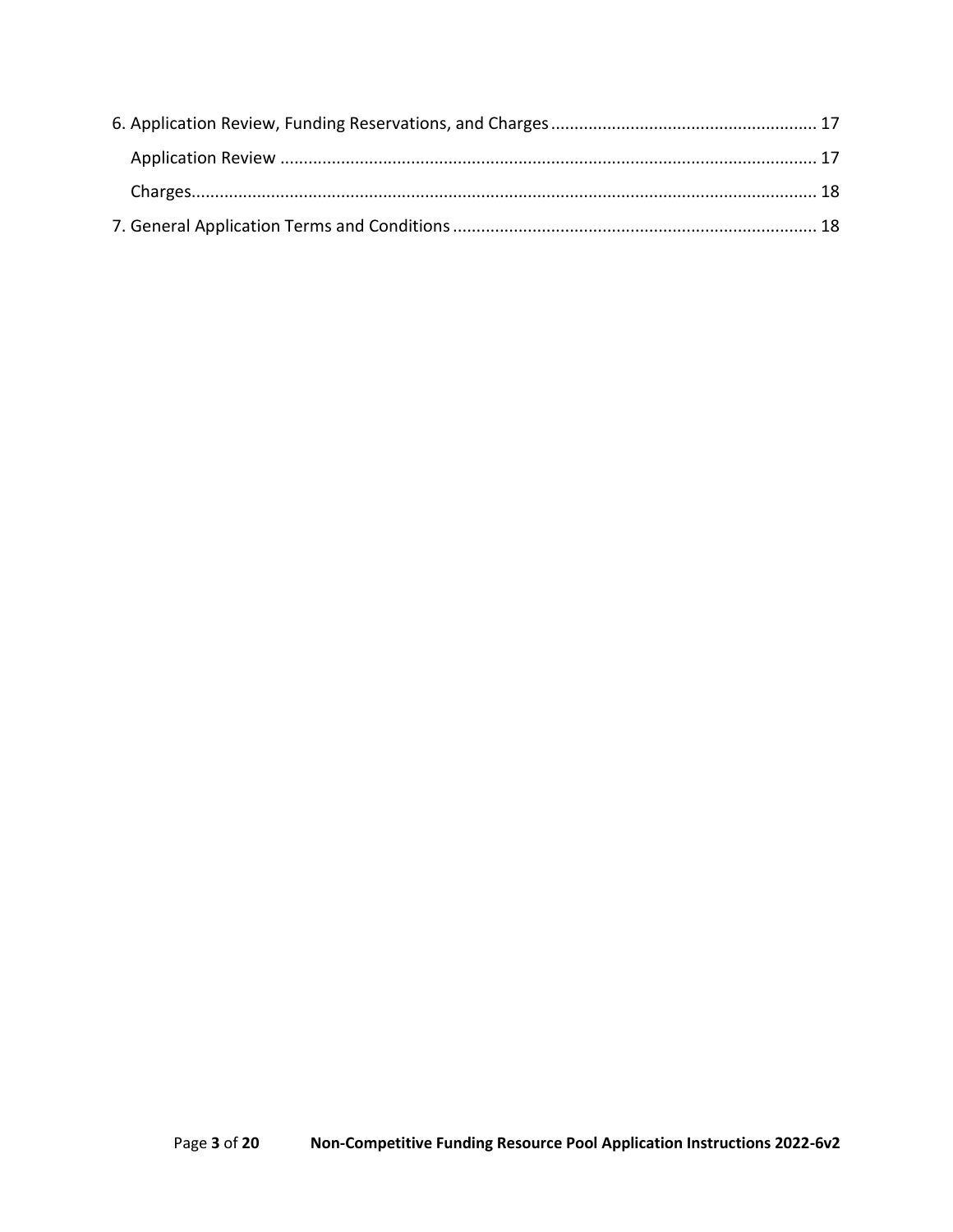6. Application Review, Funding Reservations, and Charges ........................................................ 17

    Application Review ................................................................................................................ 17

    Charges.................................................................................................................................. 18

7. General Application Terms and Conditions ............................................................................ 18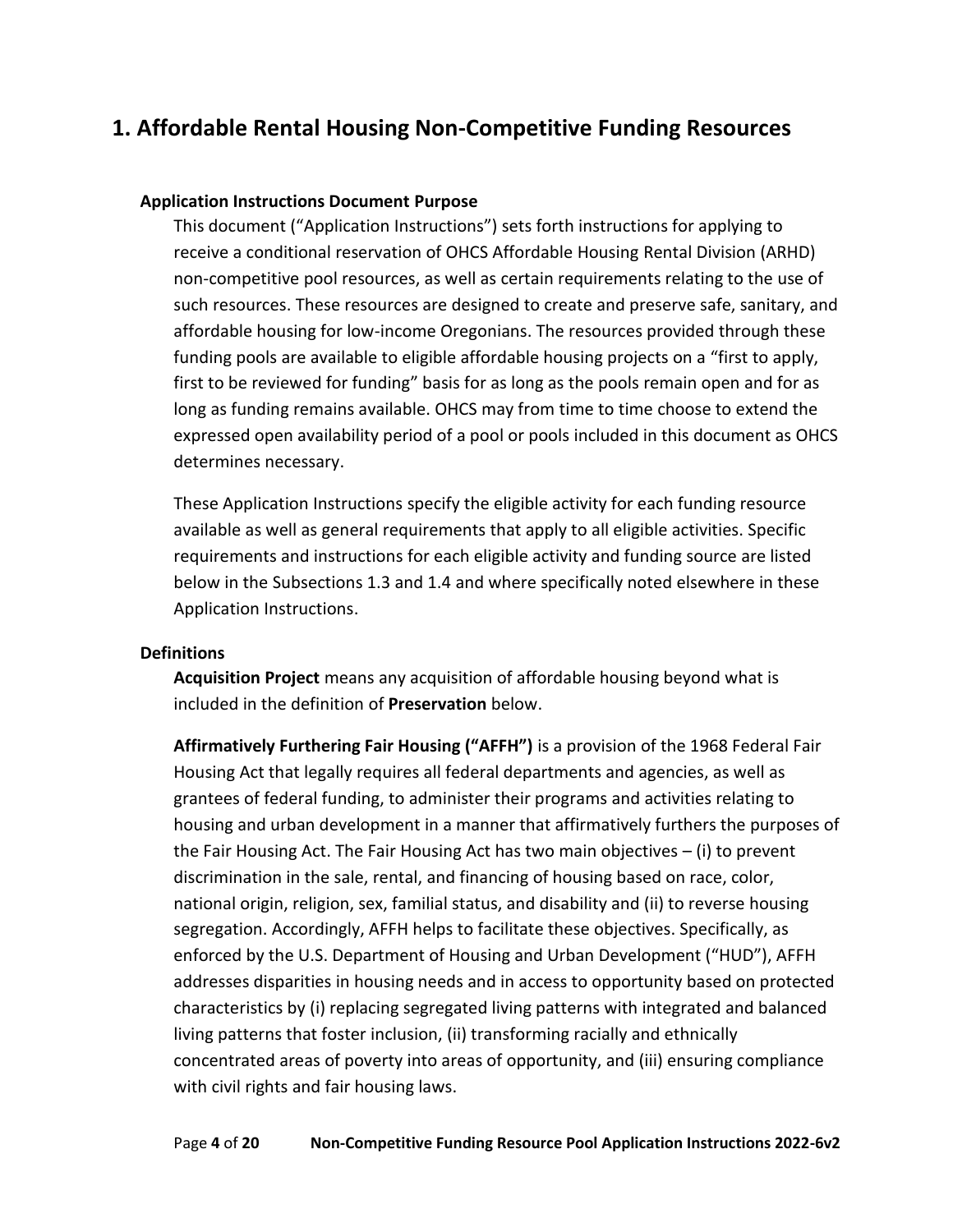# 1. Affordable Rental Housing Non-Competitive Funding Resources

### Application Instructions Document Purpose

This document ("Application Instructions") sets forth instructions for applying to receive a conditional reservation of OHCS Affordable Housing Rental Division (ARHD) non-competitive pool resources, as well as certain requirements relating to the use of such resources. These resources are designed to create and preserve safe, sanitary, and affordable housing for low-income Oregonians. The resources provided through these funding pools are available to eligible affordable housing projects on a "first to apply, first to be reviewed for funding" basis for as long as the pools remain open and for as long as funding remains available. OHCS may from time to time choose to extend the expressed open availability period of a pool or pools included in this document as OHCS determines necessary.

These Application Instructions specify the eligible activity for each funding resource available as well as general requirements that apply to all eligible activities. Specific requirements and instructions for each eligible activity and funding source are listed below in the Subsections 1.3 and 1.4 and where specifically noted elsewhere in these Application Instructions.

### Definitions

**Acquisition Project** means any acquisition of affordable housing beyond what is included in the definition of **Preservation** below.

**Affirmatively Furthering Fair Housing ("AFFH")** is a provision of the 1968 Federal Fair Housing Act that legally requires all federal departments and agencies, as well as grantees of federal funding, to administer their programs and activities relating to housing and urban development in a manner that affirmatively furthers the purposes of the Fair Housing Act. The Fair Housing Act has two main objectives – (i) to prevent discrimination in the sale, rental, and financing of housing based on race, color, national origin, religion, sex, familial status, and disability and (ii) to reverse housing segregation. Accordingly, AFFH helps to facilitate these objectives. Specifically, as enforced by the U.S. Department of Housing and Urban Development ("HUD"), AFFH addresses disparities in housing needs and in access to opportunity based on protected characteristics by (i) replacing segregated living patterns with integrated and balanced living patterns that foster inclusion, (ii) transforming racially and ethnically concentrated areas of poverty into areas of opportunity, and (iii) ensuring compliance with civil rights and fair housing laws.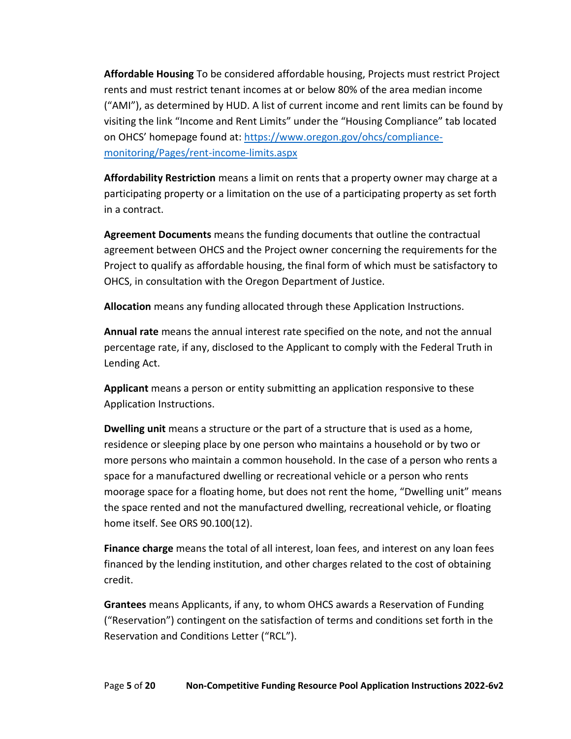**Affordable Housing** To be considered affordable housing, Projects must restrict Project rents and must restrict tenant incomes at or below 80% of the area median income ("AMI"), as determined by HUD. A list of current income and rent limits can be found by visiting the link "Income and Rent Limits" under the "Housing Compliance" tab located on OHCS' homepage found at: [https://www.oregon.gov/ohcs/compliance-monitoring/Pages/rent-income-limits.aspx](https://www.oregon.gov/ohcs/compliance-monitoring/Pages/rent-income-limits.aspx)

**Affordability Restriction** means a limit on rents that a property owner may charge at a participating property or a limitation on the use of a participating property as set forth in a contract.

**Agreement Documents** means the funding documents that outline the contractual agreement between OHCS and the Project owner concerning the requirements for the Project to qualify as affordable housing, the final form of which must be satisfactory to OHCS, in consultation with the Oregon Department of Justice.

**Allocation** means any funding allocated through these Application Instructions.

**Annual rate** means the annual interest rate specified on the note, and not the annual percentage rate, if any, disclosed to the Applicant to comply with the Federal Truth in Lending Act.

**Applicant** means a person or entity submitting an application responsive to these Application Instructions.

**Dwelling unit** means a structure or the part of a structure that is used as a home, residence or sleeping place by one person who maintains a household or by two or more persons who maintain a common household. In the case of a person who rents a space for a manufactured dwelling or recreational vehicle or a person who rents moorage space for a floating home, but does not rent the home, "Dwelling unit" means the space rented and not the manufactured dwelling, recreational vehicle, or floating home itself. See ORS 90.100(12).

**Finance charge** means the total of all interest, loan fees, and interest on any loan fees financed by the lending institution, and other charges related to the cost of obtaining credit.

**Grantees** means Applicants, if any, to whom OHCS awards a Reservation of Funding ("Reservation") contingent on the satisfaction of terms and conditions set forth in the Reservation and Conditions Letter ("RCL").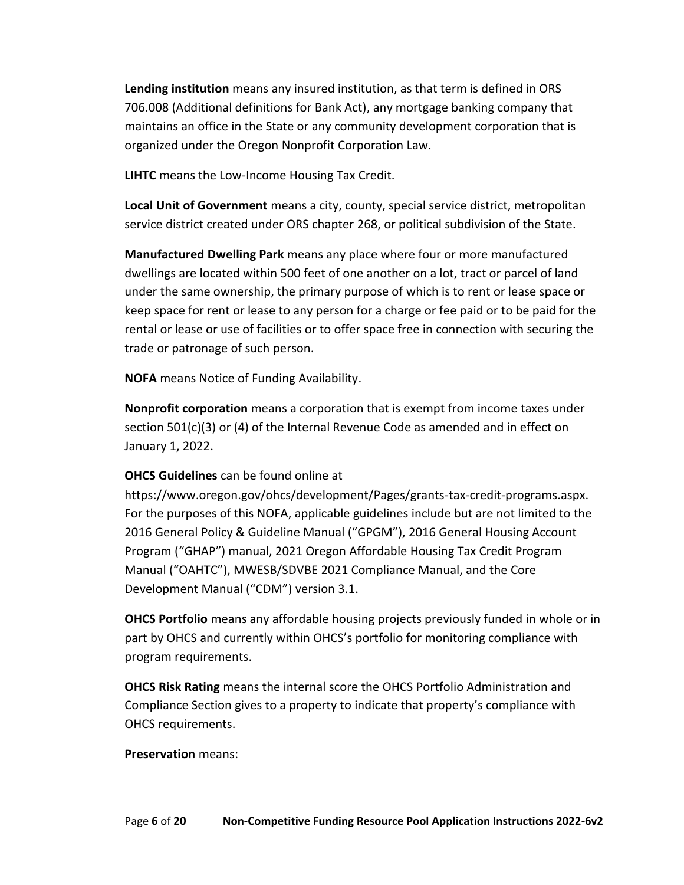**Lending institution** means any insured institution, as that term is defined in ORS 706.008 (Additional definitions for Bank Act), any mortgage banking company that maintains an office in the State or any community development corporation that is organized under the Oregon Nonprofit Corporation Law.

**LIHTC** means the Low-Income Housing Tax Credit.

**Local Unit of Government** means a city, county, special service district, metropolitan service district created under ORS chapter 268, or political subdivision of the State.

**Manufactured Dwelling Park** means any place where four or more manufactured dwellings are located within 500 feet of one another on a lot, tract or parcel of land under the same ownership, the primary purpose of which is to rent or lease space or keep space for rent or lease to any person for a charge or fee paid or to be paid for the rental or lease or use of facilities or to offer space free in connection with securing the trade or patronage of such person.

**NOFA** means Notice of Funding Availability.

**Nonprofit corporation** means a corporation that is exempt from income taxes under section 501(c)(3) or (4) of the Internal Revenue Code as amended and in effect on January 1, 2022.

**OHCS Guidelines** can be found online at https://www.oregon.gov/ohcs/development/Pages/grants-tax-credit-programs.aspx. For the purposes of this NOFA, applicable guidelines include but are not limited to the 2016 General Policy & Guideline Manual ("GPGM"), 2016 General Housing Account Program ("GHAP") manual, 2021 Oregon Affordable Housing Tax Credit Program Manual ("OAHTC"), MWESB/SDVBE 2021 Compliance Manual, and the Core Development Manual ("CDM") version 3.1.

**OHCS Portfolio** means any affordable housing projects previously funded in whole or in part by OHCS and currently within OHCS's portfolio for monitoring compliance with program requirements.

**OHCS Risk Rating** means the internal score the OHCS Portfolio Administration and Compliance Section gives to a property to indicate that property's compliance with OHCS requirements.

**Preservation** means: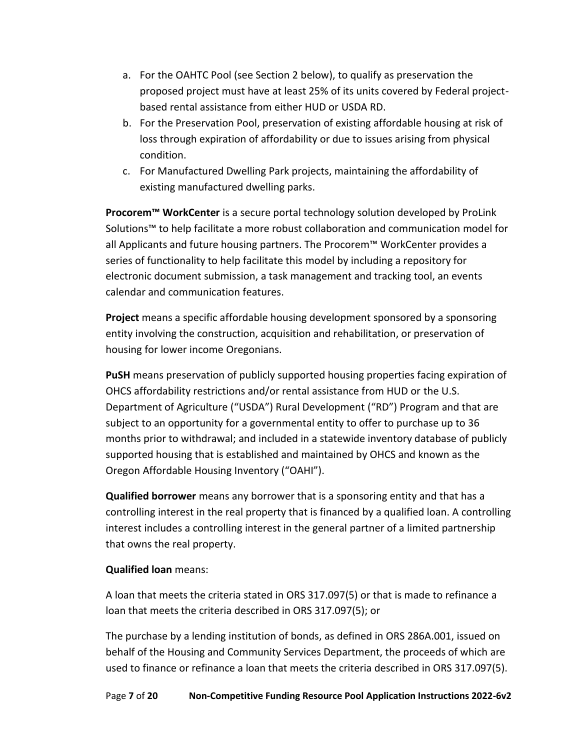a. For the OAHTC Pool (see Section 2 below), to qualify as preservation the proposed project must have at least 25% of its units covered by Federal project-based rental assistance from either HUD or USDA RD.
b. For the Preservation Pool, preservation of existing affordable housing at risk of loss through expiration of affordability or due to issues arising from physical condition.
c. For Manufactured Dwelling Park projects, maintaining the affordability of existing manufactured dwelling parks.

**Procorem™ WorkCenter** is a secure portal technology solution developed by ProLink Solutions™ to help facilitate a more robust collaboration and communication model for all Applicants and future housing partners. The Procorem™ WorkCenter provides a series of functionality to help facilitate this model by including a repository for electronic document submission, a task management and tracking tool, an events calendar and communication features.

**Project** means a specific affordable housing development sponsored by a sponsoring entity involving the construction, acquisition and rehabilitation, or preservation of housing for lower income Oregonians.

**PuSH** means preservation of publicly supported housing properties facing expiration of OHCS affordability restrictions and/or rental assistance from HUD or the U.S. Department of Agriculture ("USDA") Rural Development ("RD") Program and that are subject to an opportunity for a governmental entity to offer to purchase up to 36 months prior to withdrawal; and included in a statewide inventory database of publicly supported housing that is established and maintained by OHCS and known as the Oregon Affordable Housing Inventory ("OAHI").

**Qualified borrower** means any borrower that is a sponsoring entity and that has a controlling interest in the real property that is financed by a qualified loan. A controlling interest includes a controlling interest in the general partner of a limited partnership that owns the real property.

**Qualified loan** means:

A loan that meets the criteria stated in ORS 317.097(5) or that is made to refinance a loan that meets the criteria described in ORS 317.097(5); or

The purchase by a lending institution of bonds, as defined in ORS 286A.001, issued on behalf of the Housing and Community Services Department, the proceeds of which are used to finance or refinance a loan that meets the criteria described in ORS 317.097(5).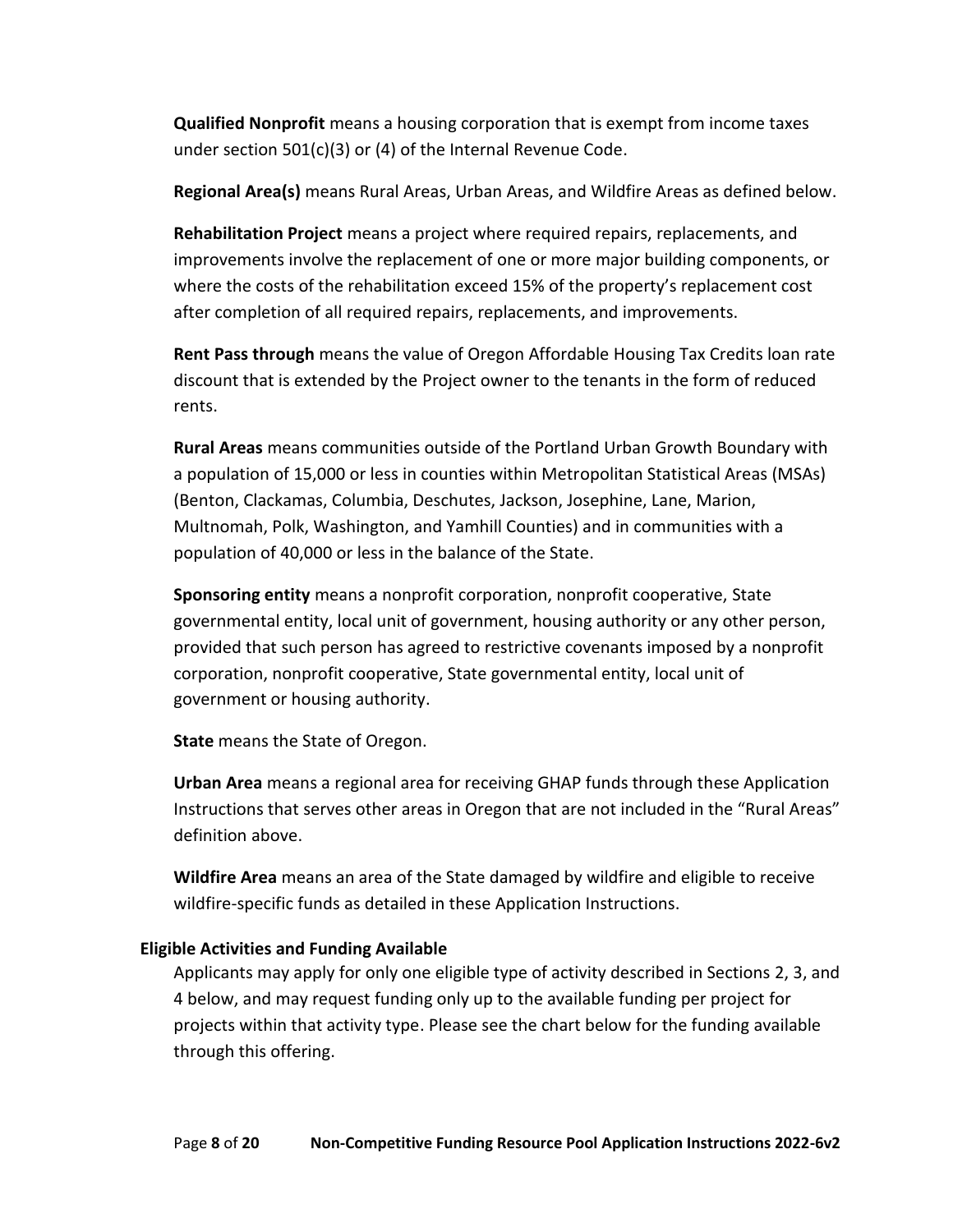**Qualified Nonprofit** means a housing corporation that is exempt from income taxes under section 501(c)(3) or (4) of the Internal Revenue Code.

**Regional Area(s)** means Rural Areas, Urban Areas, and Wildfire Areas as defined below.

**Rehabilitation Project** means a project where required repairs, replacements, and improvements involve the replacement of one or more major building components, or where the costs of the rehabilitation exceed 15% of the property's replacement cost after completion of all required repairs, replacements, and improvements.

**Rent Pass through** means the value of Oregon Affordable Housing Tax Credits loan rate discount that is extended by the Project owner to the tenants in the form of reduced rents.

**Rural Areas** means communities outside of the Portland Urban Growth Boundary with a population of 15,000 or less in counties within Metropolitan Statistical Areas (MSAs) (Benton, Clackamas, Columbia, Deschutes, Jackson, Josephine, Lane, Marion, Multnomah, Polk, Washington, and Yamhill Counties) and in communities with a population of 40,000 or less in the balance of the State.

**Sponsoring entity** means a nonprofit corporation, nonprofit cooperative, State governmental entity, local unit of government, housing authority or any other person, provided that such person has agreed to restrictive covenants imposed by a nonprofit corporation, nonprofit cooperative, State governmental entity, local unit of government or housing authority.

**State** means the State of Oregon.

**Urban Area** means a regional area for receiving GHAP funds through these Application Instructions that serves other areas in Oregon that are not included in the "Rural Areas" definition above.

**Wildfire Area** means an area of the State damaged by wildfire and eligible to receive wildfire-specific funds as detailed in these Application Instructions.

**Eligible Activities and Funding Available**

Applicants may apply for only one eligible type of activity described in Sections 2, 3, and 4 below, and may request funding only up to the available funding per project for projects within that activity type. Please see the chart below for the funding available through this offering.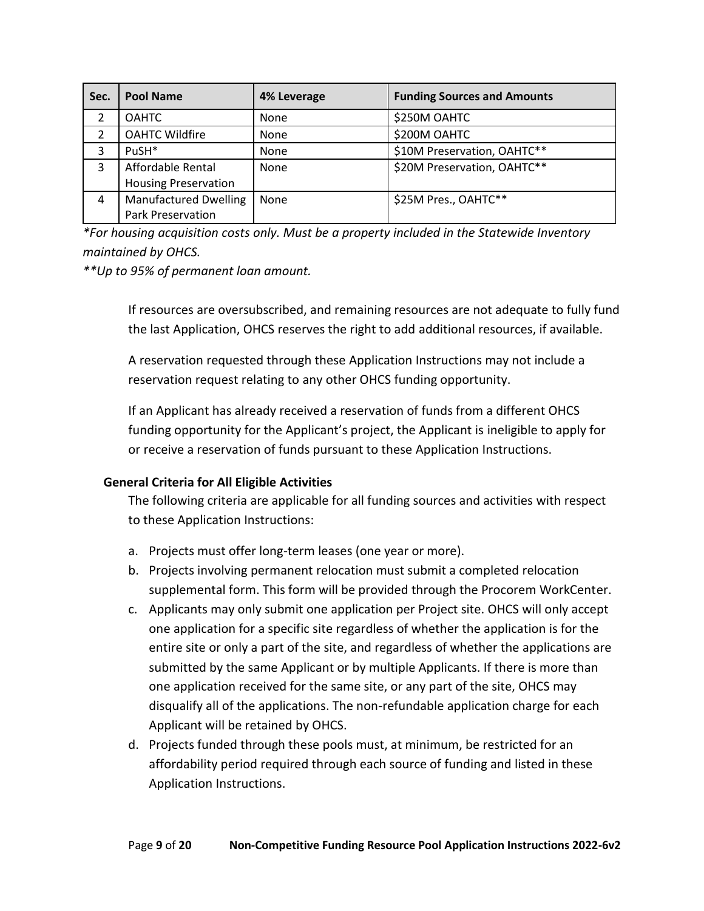| Sec. | Pool Name | 4% Leverage | Funding Sources and Amounts |
|---|---|---|---|
| 2 | OAHTC | None | $250M OAHTC |
| 2 | OAHTC Wildfire | None | $200M OAHTC |
| 3 | PuSH* | None | $10M Preservation, OAHTC** |
| 3 | Affordable Rental Housing Preservation | None | $20M Preservation, OAHTC** |
| 4 | Manufactured Dwelling Park Preservation | None | $25M Pres., OAHTC** |

*\*For housing acquisition costs only. Must be a property included in the Statewide Inventory maintained by OHCS.*

*\*\*Up to 95% of permanent loan amount.*

If resources are oversubscribed, and remaining resources are not adequate to fully fund the last Application, OHCS reserves the right to add additional resources, if available.

A reservation requested through these Application Instructions may not include a reservation request relating to any other OHCS funding opportunity.

If an Applicant has already received a reservation of funds from a different OHCS funding opportunity for the Applicant's project, the Applicant is ineligible to apply for or receive a reservation of funds pursuant to these Application Instructions.

**General Criteria for All Eligible Activities**

The following criteria are applicable for all funding sources and activities with respect to these Application Instructions:

a. Projects must offer long-term leases (one year or more).
b. Projects involving permanent relocation must submit a completed relocation supplemental form. This form will be provided through the Procorem WorkCenter.
c. Applicants may only submit one application per Project site. OHCS will only accept one application for a specific site regardless of whether the application is for the entire site or only a part of the site, and regardless of whether the applications are submitted by the same Applicant or by multiple Applicants. If there is more than one application received for the same site, or any part of the site, OHCS may disqualify all of the applications. The non-refundable application charge for each Applicant will be retained by OHCS.
d. Projects funded through these pools must, at minimum, be restricted for an affordability period required through each source of funding and listed in these Application Instructions.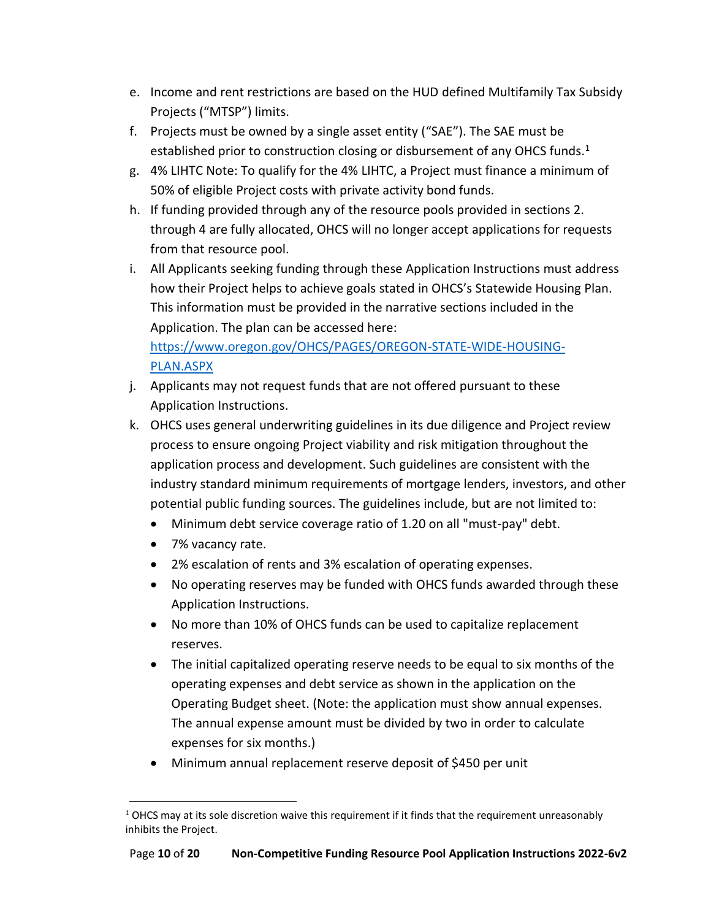e. Income and rent restrictions are based on the HUD defined Multifamily Tax Subsidy Projects ("MTSP") limits.
f. Projects must be owned by a single asset entity ("SAE"). The SAE must be established prior to construction closing or disbursement of any OHCS funds.[1]
g. 4% LIHTC Note: To qualify for the 4% LIHTC, a Project must finance a minimum of 50% of eligible Project costs with private activity bond funds.
h. If funding provided through any of the resource pools provided in sections 2. through 4 are fully allocated, OHCS will no longer accept applications for requests from that resource pool.
i. All Applicants seeking funding through these Application Instructions must address how their Project helps to achieve goals stated in OHCS's Statewide Housing Plan. This information must be provided in the narrative sections included in the Application. The plan can be accessed here: [https://www.oregon.gov/OHCS/PAGES/OREGON-STATE-WIDE-HOUSING-PLAN.ASPX](https://www.oregon.gov/OHCS/PAGES/OREGON-STATE-WIDE-HOUSING-PLAN.ASPX)
j. Applicants may not request funds that are not offered pursuant to these Application Instructions.
k. OHCS uses general underwriting guidelines in its due diligence and Project review process to ensure ongoing Project viability and risk mitigation throughout the application process and development. Such guidelines are consistent with the industry standard minimum requirements of mortgage lenders, investors, and other potential public funding sources. The guidelines include, but are not limited to:
   - Minimum debt service coverage ratio of 1.20 on all "must-pay" debt.
   - 7% vacancy rate.
   - 2% escalation of rents and 3% escalation of operating expenses.
   - No operating reserves may be funded with OHCS funds awarded through these Application Instructions.
   - No more than 10% of OHCS funds can be used to capitalize replacement reserves.
   - The initial capitalized operating reserve needs to be equal to six months of the operating expenses and debt service as shown in the application on the Operating Budget sheet. (Note: the application must show annual expenses. The annual expense amount must be divided by two in order to calculate expenses for six months.)
   - Minimum annual replacement reserve deposit of $450 per unit

[1] OHCS may at its sole discretion waive this requirement if it finds that the requirement unreasonably inhibits the Project.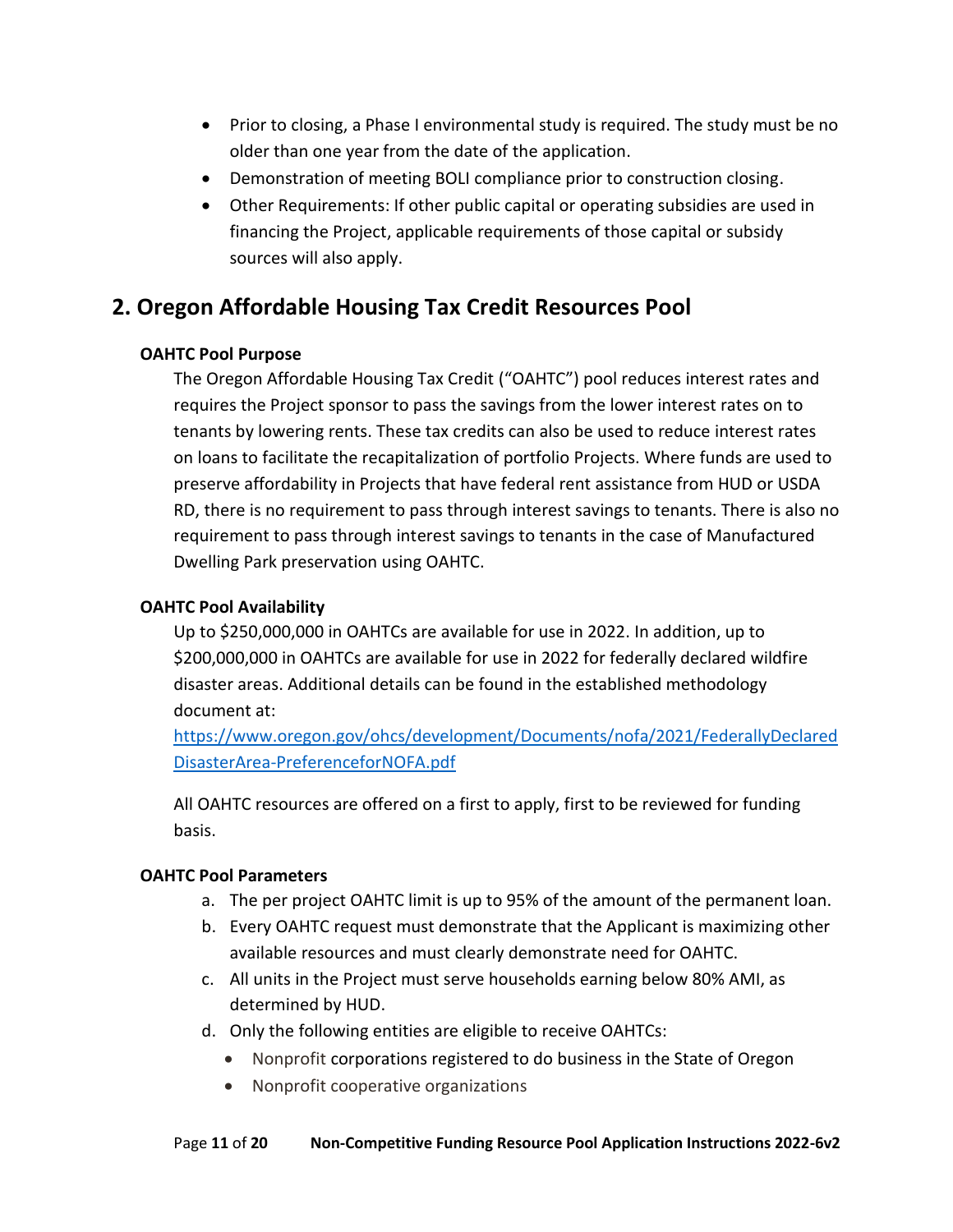- Prior to closing, a Phase I environmental study is required. The study must be no older than one year from the date of the application.
- Demonstration of meeting BOLI compliance prior to construction closing.
- Other Requirements: If other public capital or operating subsidies are used in financing the Project, applicable requirements of those capital or subsidy sources will also apply.

## 2. Oregon Affordable Housing Tax Credit Resources Pool

### OAHTC Pool Purpose

The Oregon Affordable Housing Tax Credit ("OAHTC") pool reduces interest rates and requires the Project sponsor to pass the savings from the lower interest rates on to tenants by lowering rents. These tax credits can also be used to reduce interest rates on loans to facilitate the recapitalization of portfolio Projects. Where funds are used to preserve affordability in Projects that have federal rent assistance from HUD or USDA RD, there is no requirement to pass through interest savings to tenants. There is also no requirement to pass through interest savings to tenants in the case of Manufactured Dwelling Park preservation using OAHTC.

### OAHTC Pool Availability

Up to $250,000,000 in OAHTCs are available for use in 2022. In addition, up to $200,000,000 in OAHTCs are available for use in 2022 for federally declared wildfire disaster areas. Additional details can be found in the established methodology document at:
[https://www.oregon.gov/ohcs/development/Documents/nofa/2021/FederallyDeclaredDisasterArea-PreferenceforNOFA.pdf](https://www.oregon.gov/ohcs/development/Documents/nofa/2021/FederallyDeclaredDisasterArea-PreferenceforNOFA.pdf)

All OAHTC resources are offered on a first to apply, first to be reviewed for funding basis.

### OAHTC Pool Parameters

a. The per project OAHTC limit is up to 95% of the amount of the permanent loan.
b. Every OAHTC request must demonstrate that the Applicant is maximizing other available resources and must clearly demonstrate need for OAHTC.
c. All units in the Project must serve households earning below 80% AMI, as determined by HUD.
d. Only the following entities are eligible to receive OAHTCs:
    - Nonprofit corporations registered to do business in the State of Oregon
    - Nonprofit cooperative organizations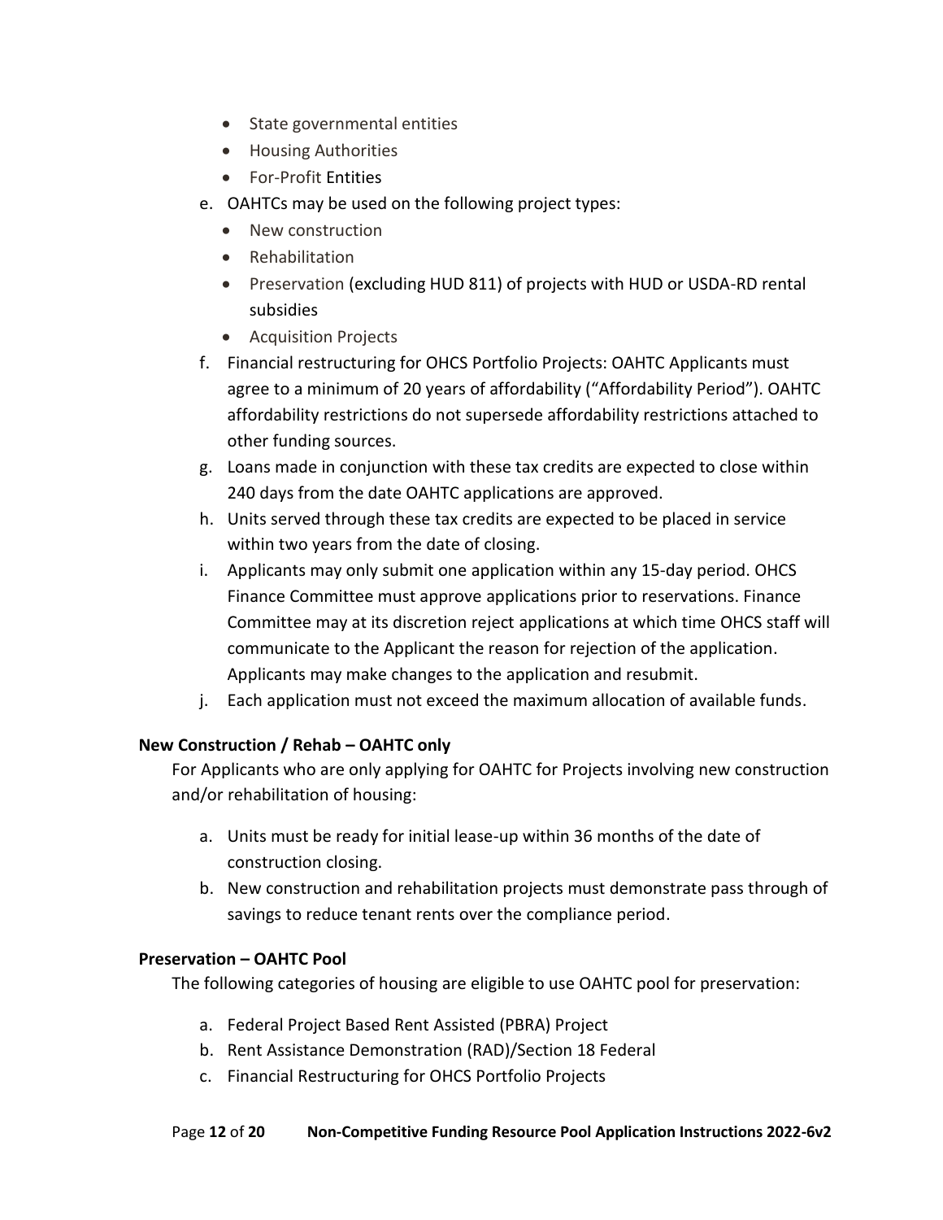- State governmental entities
- Housing Authorities
- For-Profit Entities

e. OAHTCs may be used on the following project types:
   - New construction
   - Rehabilitation
   - Preservation (excluding HUD 811) of projects with HUD or USDA-RD rental subsidies
   - Acquisition Projects

f. Financial restructuring for OHCS Portfolio Projects: OAHTC Applicants must agree to a minimum of 20 years of affordability ("Affordability Period"). OAHTC affordability restrictions do not supersede affordability restrictions attached to other funding sources.

g. Loans made in conjunction with these tax credits are expected to close within 240 days from the date OAHTC applications are approved.

h. Units served through these tax credits are expected to be placed in service within two years from the date of closing.

i. Applicants may only submit one application within any 15-day period. OHCS Finance Committee must approve applications prior to reservations. Finance Committee may at its discretion reject applications at which time OHCS staff will communicate to the Applicant the reason for rejection of the application. Applicants may make changes to the application and resubmit.

j. Each application must not exceed the maximum allocation of available funds.

**New Construction / Rehab – OAHTC only**

For Applicants who are only applying for OAHTC for Projects involving new construction and/or rehabilitation of housing:

a. Units must be ready for initial lease-up within 36 months of the date of construction closing.

b. New construction and rehabilitation projects must demonstrate pass through of savings to reduce tenant rents over the compliance period.

**Preservation – OAHTC Pool**

The following categories of housing are eligible to use OAHTC pool for preservation:

a. Federal Project Based Rent Assisted (PBRA) Project

b. Rent Assistance Demonstration (RAD)/Section 18 Federal

c. Financial Restructuring for OHCS Portfolio Projects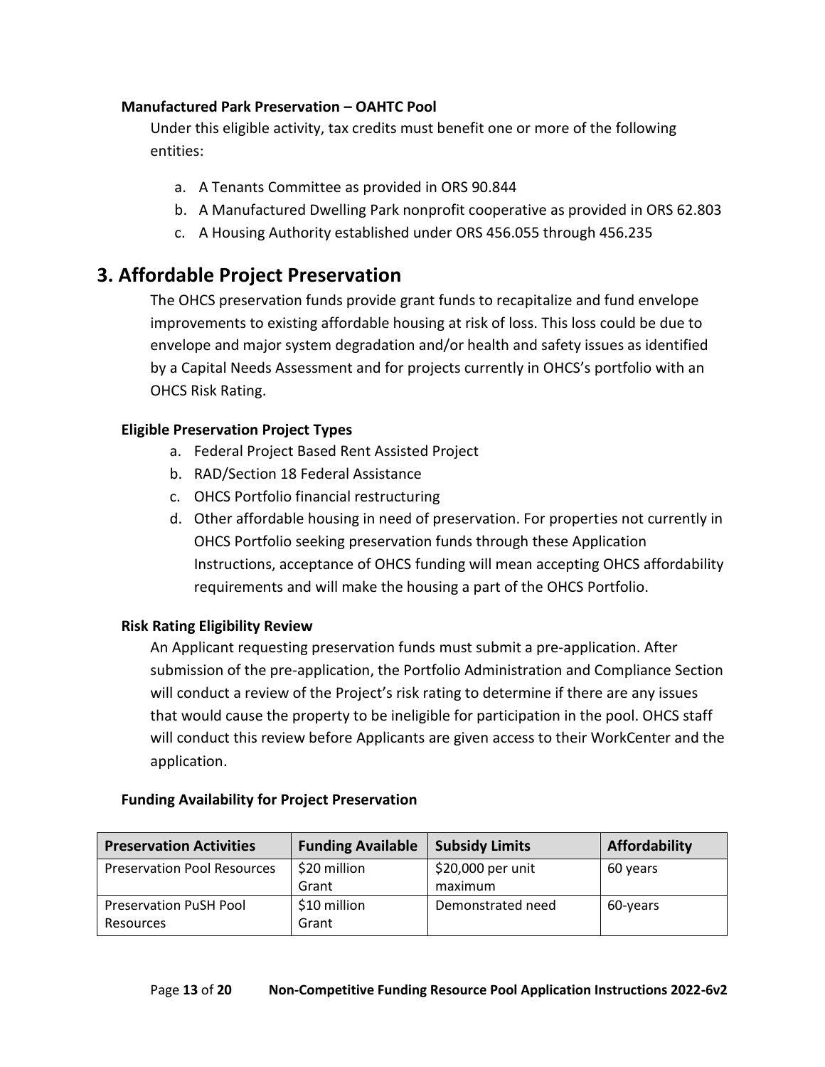### Manufactured Park Preservation – OAHTC Pool

Under this eligible activity, tax credits must benefit one or more of the following entities:

a. A Tenants Committee as provided in ORS 90.844
b. A Manufactured Dwelling Park nonprofit cooperative as provided in ORS 62.803
c. A Housing Authority established under ORS 456.055 through 456.235

## 3. Affordable Project Preservation

The OHCS preservation funds provide grant funds to recapitalize and fund envelope improvements to existing affordable housing at risk of loss. This loss could be due to envelope and major system degradation and/or health and safety issues as identified by a Capital Needs Assessment and for projects currently in OHCS's portfolio with an OHCS Risk Rating.

### Eligible Preservation Project Types

a. Federal Project Based Rent Assisted Project
b. RAD/Section 18 Federal Assistance
c. OHCS Portfolio financial restructuring
d. Other affordable housing in need of preservation. For properties not currently in OHCS Portfolio seeking preservation funds through these Application Instructions, acceptance of OHCS funding will mean accepting OHCS affordability requirements and will make the housing a part of the OHCS Portfolio.

### Risk Rating Eligibility Review

An Applicant requesting preservation funds must submit a pre-application. After submission of the pre-application, the Portfolio Administration and Compliance Section will conduct a review of the Project's risk rating to determine if there are any issues that would cause the property to be ineligible for participation in the pool. OHCS staff will conduct this review before Applicants are given access to their WorkCenter and the application.

### Funding Availability for Project Preservation

| Preservation Activities | Funding Available | Subsidy Limits | Affordability |
|---|---|---|---|
| Preservation Pool Resources | $20 million Grant | $20,000 per unit maximum | 60 years |
| Preservation PuSH Pool Resources | $10 million Grant | Demonstrated need | 60-years |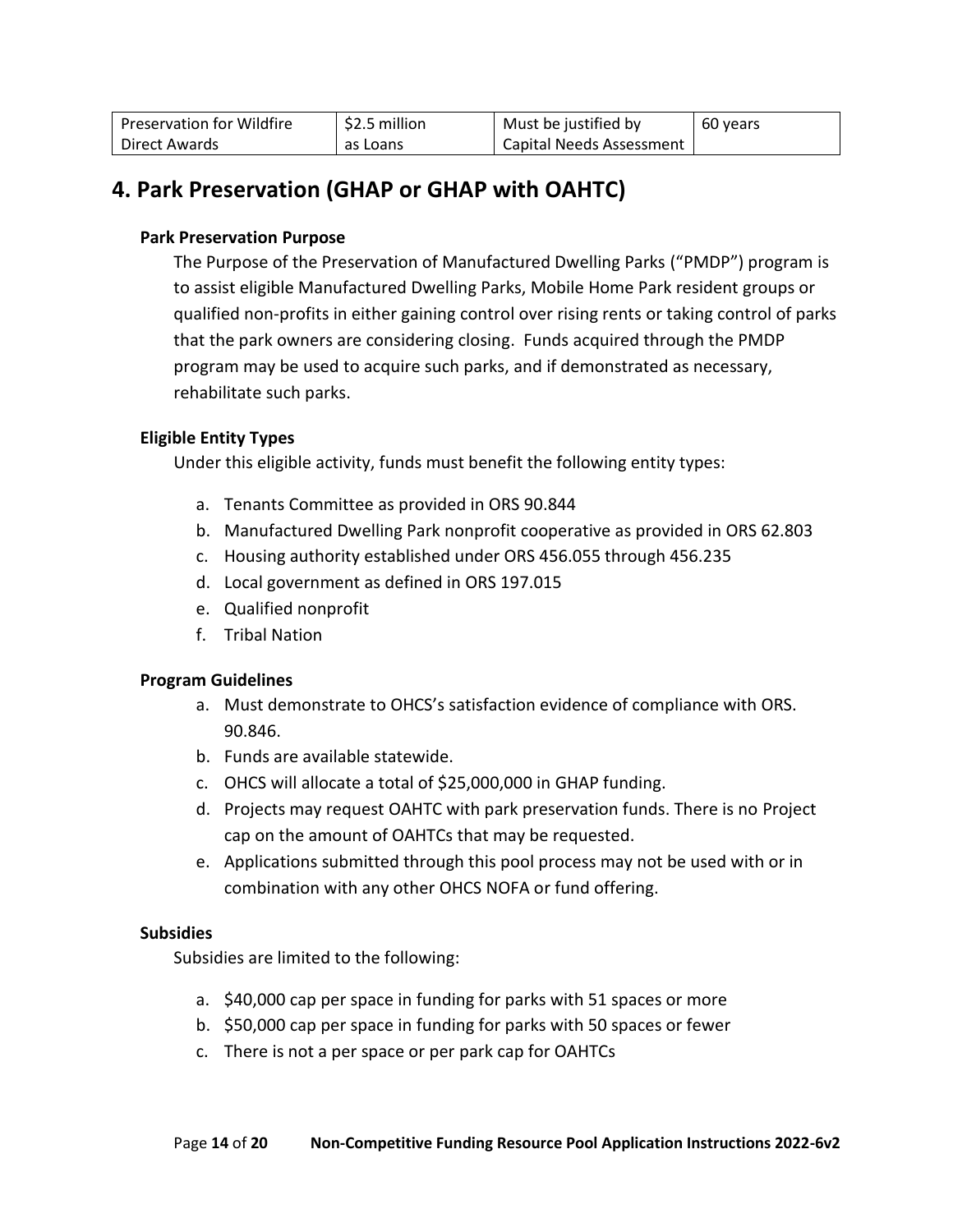| Preservation for Wildfire Direct Awards | $2.5 million as Loans | Must be justified by Capital Needs Assessment | 60 years |
|---|---|---|---|

## 4. Park Preservation (GHAP or GHAP with OAHTC)

### Park Preservation Purpose

The Purpose of the Preservation of Manufactured Dwelling Parks ("PMDP") program is to assist eligible Manufactured Dwelling Parks, Mobile Home Park resident groups or qualified non-profits in either gaining control over rising rents or taking control of parks that the park owners are considering closing. Funds acquired through the PMDP program may be used to acquire such parks, and if demonstrated as necessary, rehabilitate such parks.

### Eligible Entity Types

Under this eligible activity, funds must benefit the following entity types:

a. Tenants Committee as provided in ORS 90.844
b. Manufactured Dwelling Park nonprofit cooperative as provided in ORS 62.803
c. Housing authority established under ORS 456.055 through 456.235
d. Local government as defined in ORS 197.015
e. Qualified nonprofit
f. Tribal Nation

### Program Guidelines

a. Must demonstrate to OHCS's satisfaction evidence of compliance with ORS. 90.846.
b. Funds are available statewide.
c. OHCS will allocate a total of $25,000,000 in GHAP funding.
d. Projects may request OAHTC with park preservation funds. There is no Project cap on the amount of OAHTCs that may be requested.
e. Applications submitted through this pool process may not be used with or in combination with any other OHCS NOFA or fund offering.

### Subsidies

Subsidies are limited to the following:

a. $40,000 cap per space in funding for parks with 51 spaces or more
b. $50,000 cap per space in funding for parks with 50 spaces or fewer
c. There is not a per space or per park cap for OAHTCs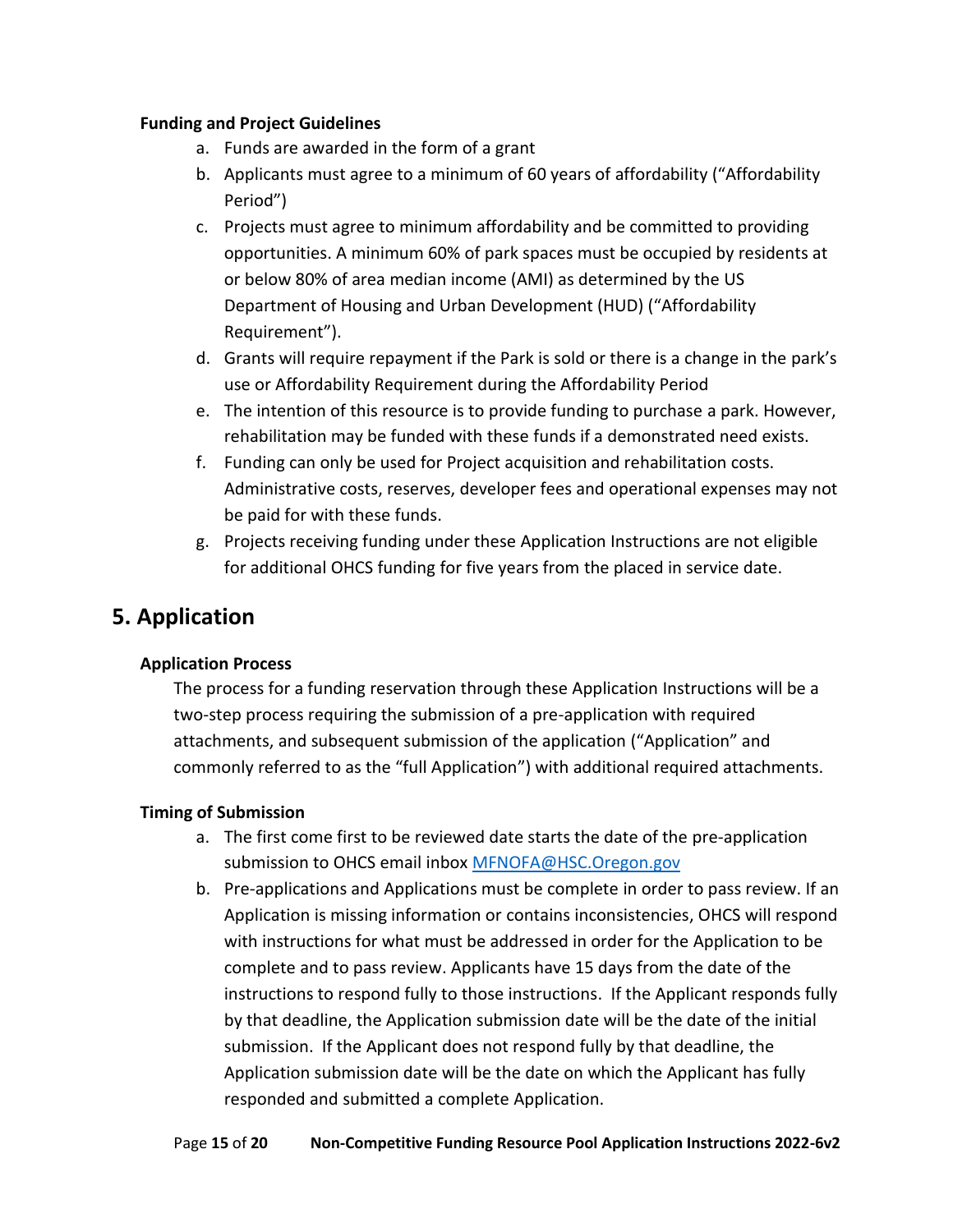**Funding and Project Guidelines**

a. Funds are awarded in the form of a grant
b. Applicants must agree to a minimum of 60 years of affordability ("Affordability Period")
c. Projects must agree to minimum affordability and be committed to providing opportunities. A minimum 60% of park spaces must be occupied by residents at or below 80% of area median income (AMI) as determined by the US Department of Housing and Urban Development (HUD) ("Affordability Requirement").
d. Grants will require repayment if the Park is sold or there is a change in the park's use or Affordability Requirement during the Affordability Period
e. The intention of this resource is to provide funding to purchase a park. However, rehabilitation may be funded with these funds if a demonstrated need exists.
f. Funding can only be used for Project acquisition and rehabilitation costs. Administrative costs, reserves, developer fees and operational expenses may not be paid for with these funds.
g. Projects receiving funding under these Application Instructions are not eligible for additional OHCS funding for five years from the placed in service date.

# 5. Application

**Application Process**

The process for a funding reservation through these Application Instructions will be a two-step process requiring the submission of a pre-application with required attachments, and subsequent submission of the application ("Application" and commonly referred to as the "full Application") with additional required attachments.

**Timing of Submission**

a. The first come first to be reviewed date starts the date of the pre-application submission to OHCS email inbox [MFNOFA@HSC.Oregon.gov](mailto:MFNOFA@HSC.Oregon.gov)
b. Pre-applications and Applications must be complete in order to pass review. If an Application is missing information or contains inconsistencies, OHCS will respond with instructions for what must be addressed in order for the Application to be complete and to pass review. Applicants have 15 days from the date of the instructions to respond fully to those instructions. If the Applicant responds fully by that deadline, the Application submission date will be the date of the initial submission. If the Applicant does not respond fully by that deadline, the Application submission date will be the date on which the Applicant has fully responded and submitted a complete Application.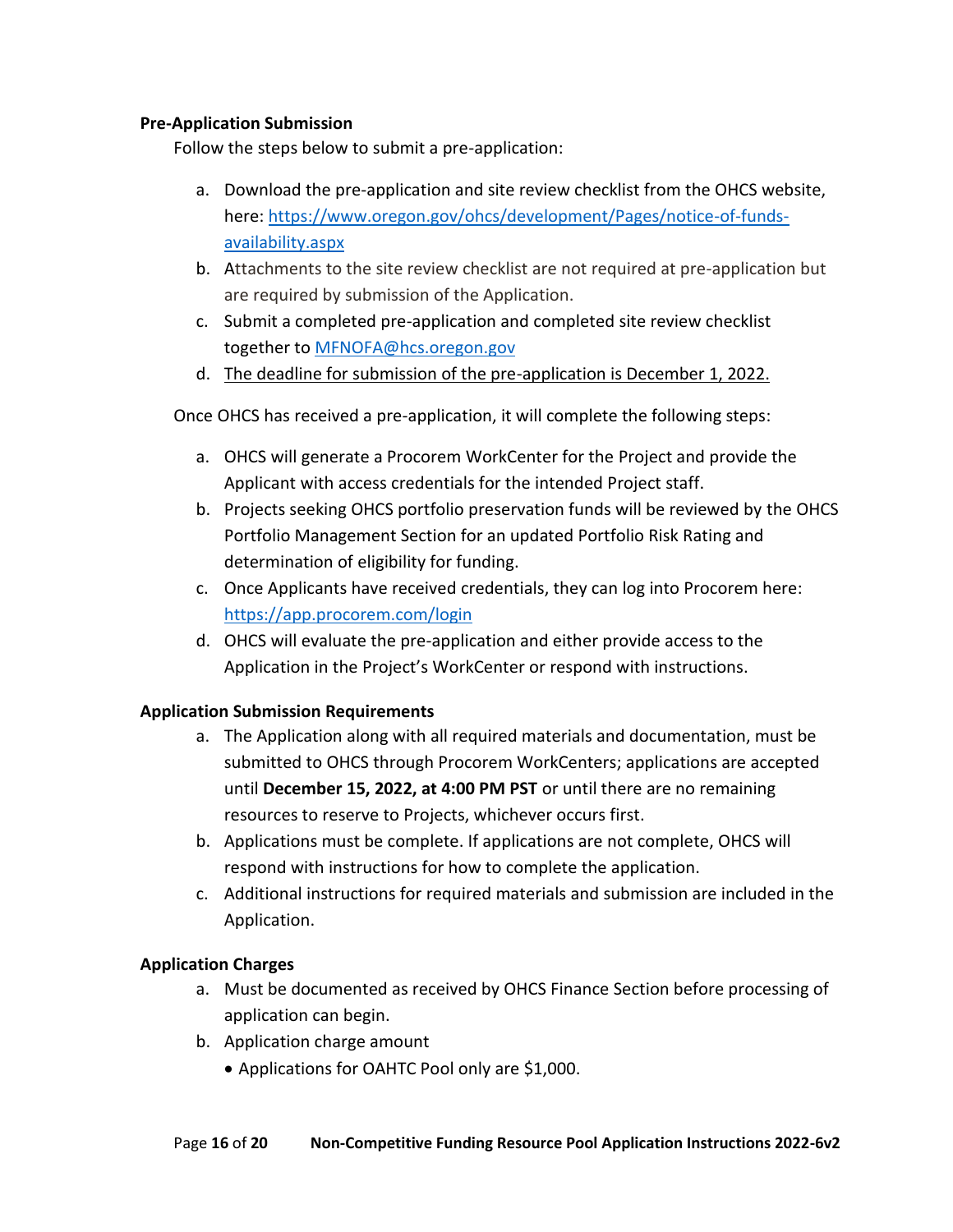**Pre-Application Submission**

Follow the steps below to submit a pre-application:

a. Download the pre-application and site review checklist from the OHCS website, here: [https://www.oregon.gov/ohcs/development/Pages/notice-of-funds-availability.aspx](https://www.oregon.gov/ohcs/development/Pages/notice-of-funds-availability.aspx)
b. Attachments to the site review checklist are not required at pre-application but are required by submission of the Application.
c. Submit a completed pre-application and completed site review checklist together to [MFNOFA@hcs.oregon.gov](mailto:MFNOFA@hcs.oregon.gov)
d. <u>The deadline for submission of the pre-application is December 1, 2022.</u>

Once OHCS has received a pre-application, it will complete the following steps:

a. OHCS will generate a Procorem WorkCenter for the Project and provide the Applicant with access credentials for the intended Project staff.
b. Projects seeking OHCS portfolio preservation funds will be reviewed by the OHCS Portfolio Management Section for an updated Portfolio Risk Rating and determination of eligibility for funding.
c. Once Applicants have received credentials, they can log into Procorem here: [https://app.procorem.com/login](https://app.procorem.com/login)
d. OHCS will evaluate the pre-application and either provide access to the Application in the Project's WorkCenter or respond with instructions.

**Application Submission Requirements**

a. The Application along with all required materials and documentation, must be submitted to OHCS through Procorem WorkCenters; applications are accepted until **December 15, 2022, at 4:00 PM PST** or until there are no remaining resources to reserve to Projects, whichever occurs first.
b. Applications must be complete. If applications are not complete, OHCS will respond with instructions for how to complete the application.
c. Additional instructions for required materials and submission are included in the Application.

**Application Charges**

a. Must be documented as received by OHCS Finance Section before processing of application can begin.
b. Application charge amount
    - Applications for OAHTC Pool only are $1,000.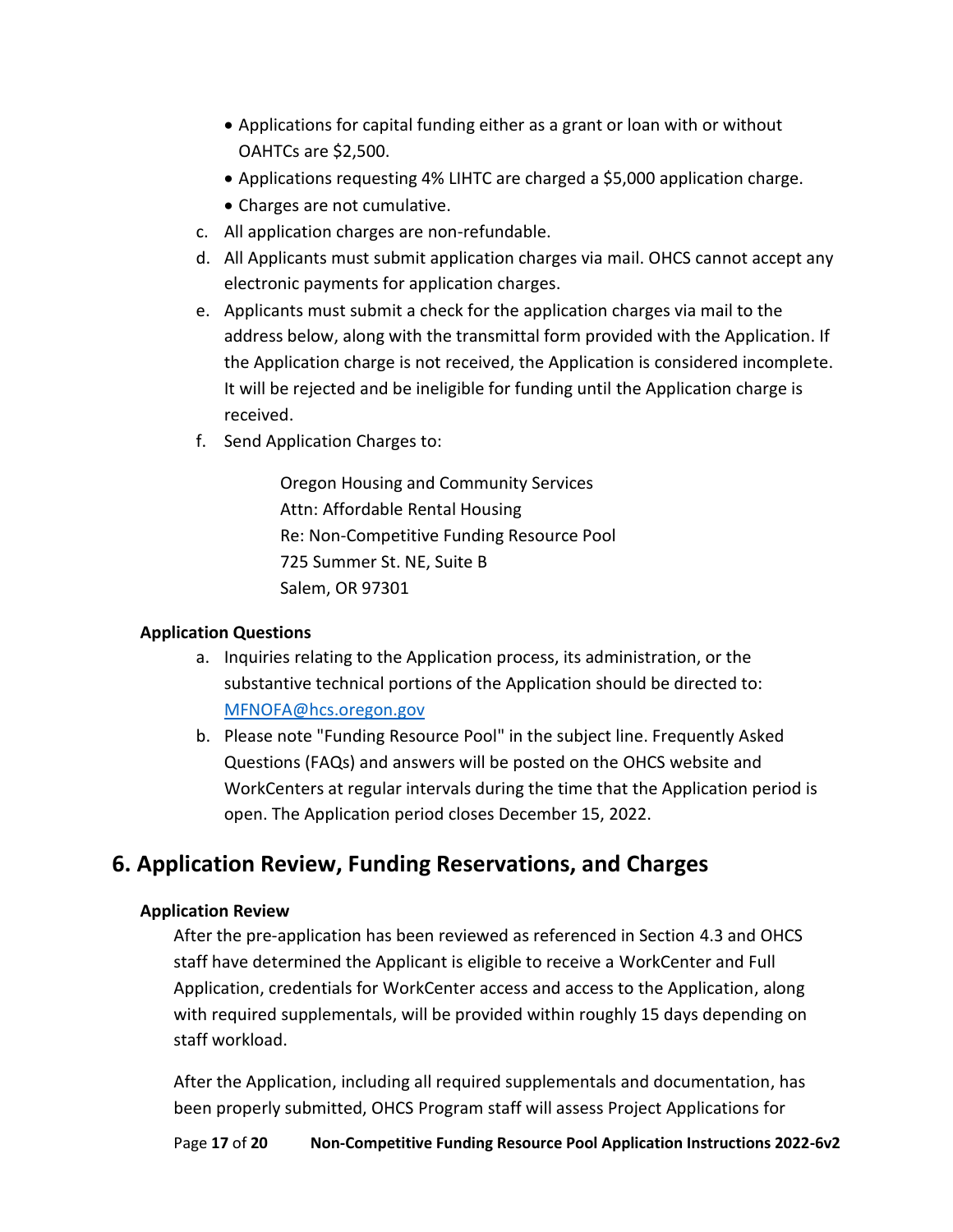- Applications for capital funding either as a grant or loan with or without OAHTCs are $2,500.
- Applications requesting 4% LIHTC are charged a $5,000 application charge.
- Charges are not cumulative.

c. All application charges are non-refundable.

d. All Applicants must submit application charges via mail. OHCS cannot accept any electronic payments for application charges.

e. Applicants must submit a check for the application charges via mail to the address below, along with the transmittal form provided with the Application. If the Application charge is not received, the Application is considered incomplete. It will be rejected and be ineligible for funding until the Application charge is received.

f. Send Application Charges to:

> Oregon Housing and Community Services
> Attn: Affordable Rental Housing
> Re: Non-Competitive Funding Resource Pool
> 725 Summer St. NE, Suite B
> Salem, OR 97301

**Application Questions**

a. Inquiries relating to the Application process, its administration, or the substantive technical portions of the Application should be directed to: [MFNOFA@hcs.oregon.gov](mailto:MFNOFA@hcs.oregon.gov)

b. Please note "Funding Resource Pool" in the subject line. Frequently Asked Questions (FAQs) and answers will be posted on the OHCS website and WorkCenters at regular intervals during the time that the Application period is open. The Application period closes December 15, 2022.

## 6. Application Review, Funding Reservations, and Charges

**Application Review**

After the pre-application has been reviewed as referenced in Section 4.3 and OHCS staff have determined the Applicant is eligible to receive a WorkCenter and Full Application, credentials for WorkCenter access and access to the Application, along with required supplementals, will be provided within roughly 15 days depending on staff workload.

After the Application, including all required supplementals and documentation, has been properly submitted, OHCS Program staff will assess Project Applications for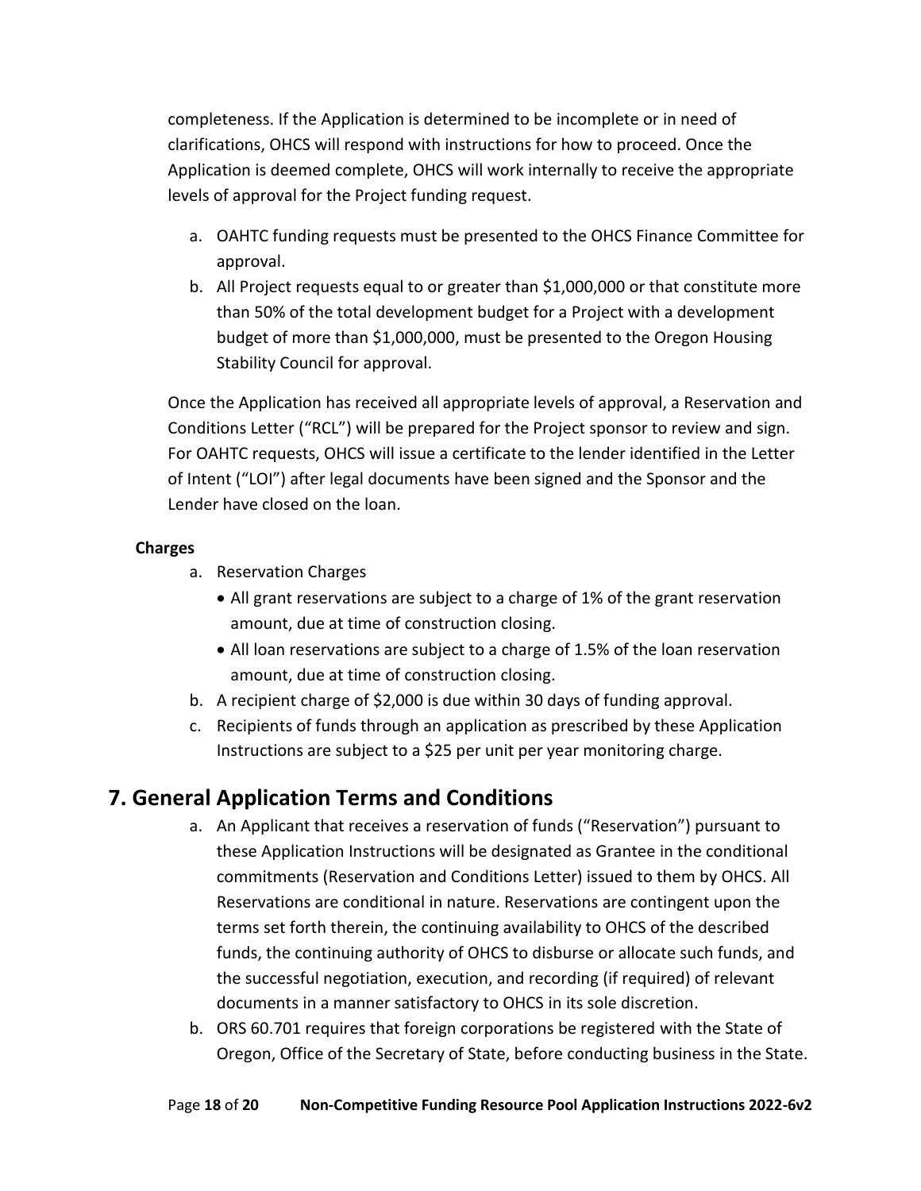completeness. If the Application is determined to be incomplete or in need of clarifications, OHCS will respond with instructions for how to proceed. Once the Application is deemed complete, OHCS will work internally to receive the appropriate levels of approval for the Project funding request.

a. OAHTC funding requests must be presented to the OHCS Finance Committee for approval.
b. All Project requests equal to or greater than $1,000,000 or that constitute more than 50% of the total development budget for a Project with a development budget of more than $1,000,000, must be presented to the Oregon Housing Stability Council for approval.

Once the Application has received all appropriate levels of approval, a Reservation and Conditions Letter ("RCL") will be prepared for the Project sponsor to review and sign. For OAHTC requests, OHCS will issue a certificate to the lender identified in the Letter of Intent ("LOI") after legal documents have been signed and the Sponsor and the Lender have closed on the loan.

**Charges**

a. Reservation Charges
   - All grant reservations are subject to a charge of 1% of the grant reservation amount, due at time of construction closing.
   - All loan reservations are subject to a charge of 1.5% of the loan reservation amount, due at time of construction closing.
b. A recipient charge of $2,000 is due within 30 days of funding approval.
c. Recipients of funds through an application as prescribed by these Application Instructions are subject to a $25 per unit per year monitoring charge.

## 7. General Application Terms and Conditions

a. An Applicant that receives a reservation of funds ("Reservation") pursuant to these Application Instructions will be designated as Grantee in the conditional commitments (Reservation and Conditions Letter) issued to them by OHCS. All Reservations are conditional in nature. Reservations are contingent upon the terms set forth therein, the continuing availability to OHCS of the described funds, the continuing authority of OHCS to disburse or allocate such funds, and the successful negotiation, execution, and recording (if required) of relevant documents in a manner satisfactory to OHCS in its sole discretion.
b. ORS 60.701 requires that foreign corporations be registered with the State of Oregon, Office of the Secretary of State, before conducting business in the State.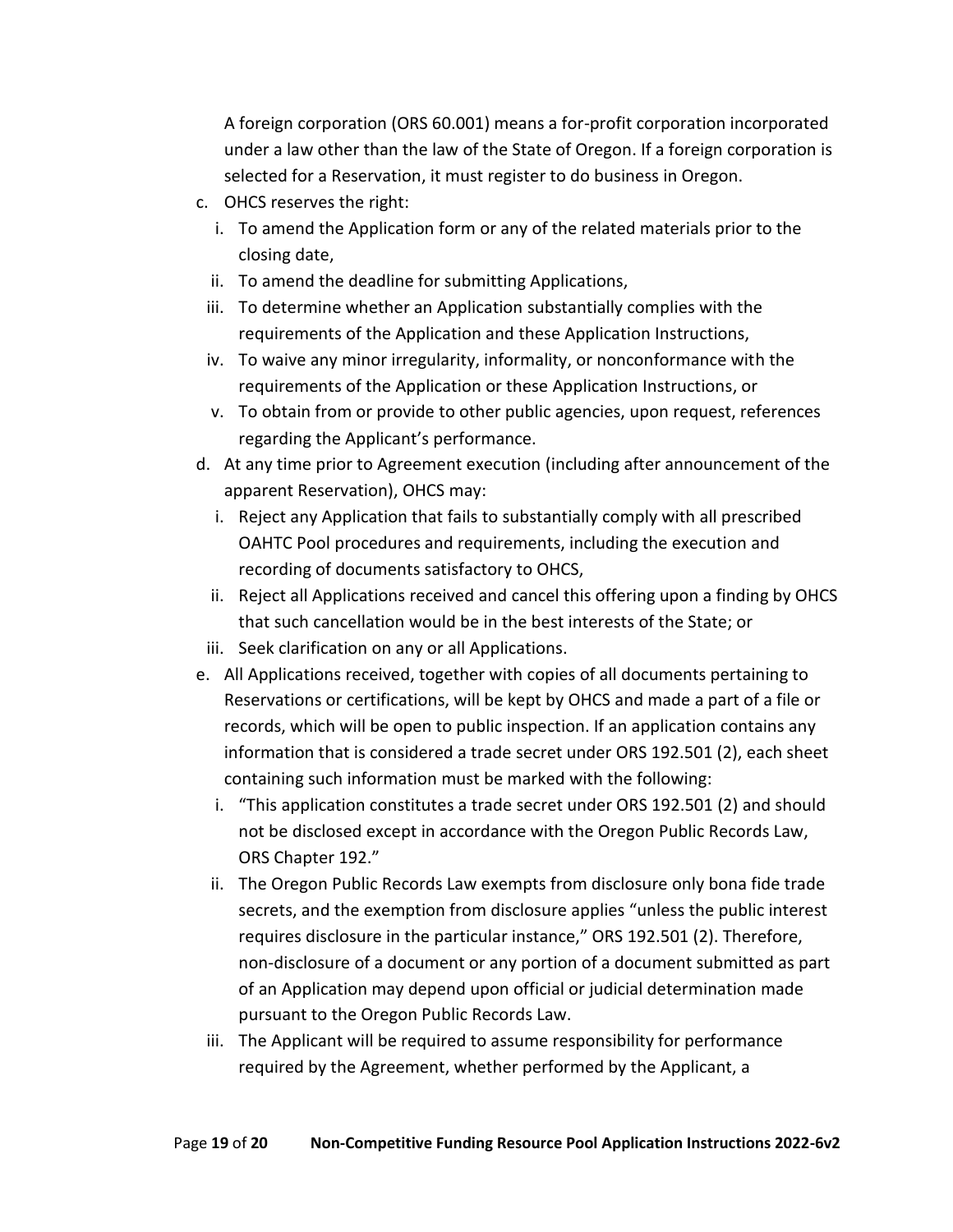A foreign corporation (ORS 60.001) means a for-profit corporation incorporated under a law other than the law of the State of Oregon. If a foreign corporation is selected for a Reservation, it must register to do business in Oregon.

c. OHCS reserves the right:
   i. To amend the Application form or any of the related materials prior to the closing date,
   ii. To amend the deadline for submitting Applications,
   iii. To determine whether an Application substantially complies with the requirements of the Application and these Application Instructions,
   iv. To waive any minor irregularity, informality, or nonconformance with the requirements of the Application or these Application Instructions, or
   v. To obtain from or provide to other public agencies, upon request, references regarding the Applicant's performance.
d. At any time prior to Agreement execution (including after announcement of the apparent Reservation), OHCS may:
   i. Reject any Application that fails to substantially comply with all prescribed OAHTC Pool procedures and requirements, including the execution and recording of documents satisfactory to OHCS,
   ii. Reject all Applications received and cancel this offering upon a finding by OHCS that such cancellation would be in the best interests of the State; or
   iii. Seek clarification on any or all Applications.
e. All Applications received, together with copies of all documents pertaining to Reservations or certifications, will be kept by OHCS and made a part of a file or records, which will be open to public inspection. If an application contains any information that is considered a trade secret under ORS 192.501 (2), each sheet containing such information must be marked with the following:
   i. "This application constitutes a trade secret under ORS 192.501 (2) and should not be disclosed except in accordance with the Oregon Public Records Law, ORS Chapter 192."
   ii. The Oregon Public Records Law exempts from disclosure only bona fide trade secrets, and the exemption from disclosure applies "unless the public interest requires disclosure in the particular instance," ORS 192.501 (2). Therefore, non-disclosure of a document or any portion of a document submitted as part of an Application may depend upon official or judicial determination made pursuant to the Oregon Public Records Law.
   iii. The Applicant will be required to assume responsibility for performance required by the Agreement, whether performed by the Applicant, a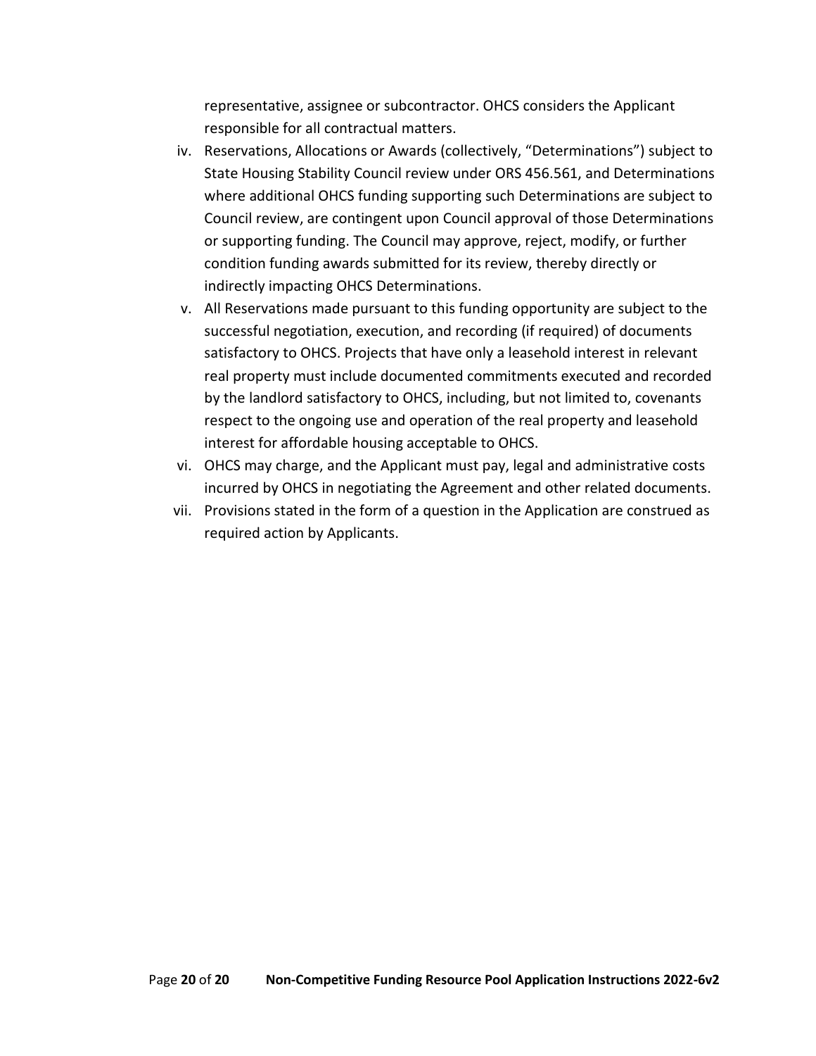representative, assignee or subcontractor. OHCS considers the Applicant responsible for all contractual matters.

iv. Reservations, Allocations or Awards (collectively, "Determinations") subject to State Housing Stability Council review under ORS 456.561, and Determinations where additional OHCS funding supporting such Determinations are subject to Council review, are contingent upon Council approval of those Determinations or supporting funding. The Council may approve, reject, modify, or further condition funding awards submitted for its review, thereby directly or indirectly impacting OHCS Determinations.

v. All Reservations made pursuant to this funding opportunity are subject to the successful negotiation, execution, and recording (if required) of documents satisfactory to OHCS. Projects that have only a leasehold interest in relevant real property must include documented commitments executed and recorded by the landlord satisfactory to OHCS, including, but not limited to, covenants respect to the ongoing use and operation of the real property and leasehold interest for affordable housing acceptable to OHCS.

vi. OHCS may charge, and the Applicant must pay, legal and administrative costs incurred by OHCS in negotiating the Agreement and other related documents.

vii. Provisions stated in the form of a question in the Application are construed as required action by Applicants.